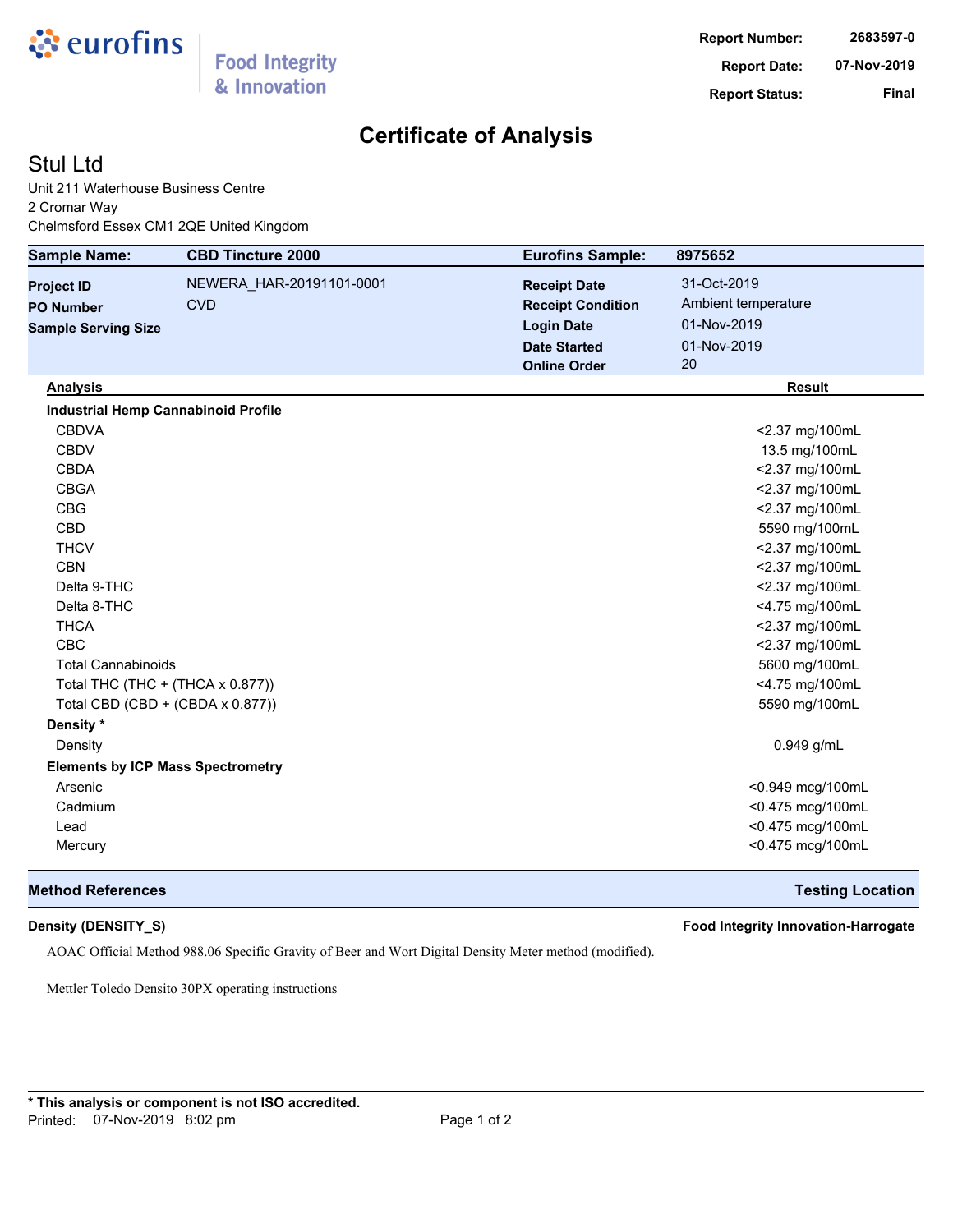eurofins | Food Integrity & Innovation

| | |
|---|---|
| **Report Number:** | **2683597-0** |
| **Report Date:** | **07-Nov-2019** |
| **Report Status:** | **Final** |

# Certificate of Analysis

## Stul Ltd

Unit 211 Waterhouse Business Centre
2 Cromar Way
Chelmsford Essex CM1 2QE United Kingdom

| **Sample Name:** | **CBD Tincture 2000** | **Eurofins Sample:** | **8975652** |
|---|---|---|---|
| **Project ID** | NEWERA_HAR-20191101-0001 | **Receipt Date** | 31-Oct-2019 |
| **PO Number** | CVD | **Receipt Condition** | Ambient temperature |
| **Sample Serving Size** | | **Login Date** | 01-Nov-2019 |
| | | **Date Started** | 01-Nov-2019 |
| | | **Online Order** | 20 |

| **Analysis** | **Result** |
|---|---|
| **Industrial Hemp Cannabinoid Profile** | |
| CBDVA | <2.37 mg/100mL |
| CBDV | 13.5 mg/100mL |
| CBDA | <2.37 mg/100mL |
| CBGA | <2.37 mg/100mL |
| CBG | <2.37 mg/100mL |
| CBD | 5590 mg/100mL |
| THCV | <2.37 mg/100mL |
| CBN | <2.37 mg/100mL |
| Delta 9-THC | <2.37 mg/100mL |
| Delta 8-THC | <4.75 mg/100mL |
| THCA | <2.37 mg/100mL |
| CBC | <2.37 mg/100mL |
| Total Cannabinoids | 5600 mg/100mL |
| Total THC (THC + (THCA x 0.877)) | <4.75 mg/100mL |
| Total CBD (CBD + (CBDA x 0.877)) | 5590 mg/100mL |
| **Density *** | |
| Density | 0.949 g/mL |
| **Elements by ICP Mass Spectrometry** | |
| Arsenic | <0.949 mcg/100mL |
| Cadmium | <0.475 mcg/100mL |
| Lead | <0.475 mcg/100mL |
| Mercury | <0.475 mcg/100mL |

| **Method References** | **Testing Location** |
|---|---|
| **Density (DENSITY_S)** | **Food Integrity Innovation-Harrogate** |

AOAC Official Method 988.06 Specific Gravity of Beer and Wort Digital Density Meter method (modified).

Mettler Toledo Densito 30PX operating instructions

**\* This analysis or component is not ISO accredited.**

Printed: 07-Nov-2019 8:02 pm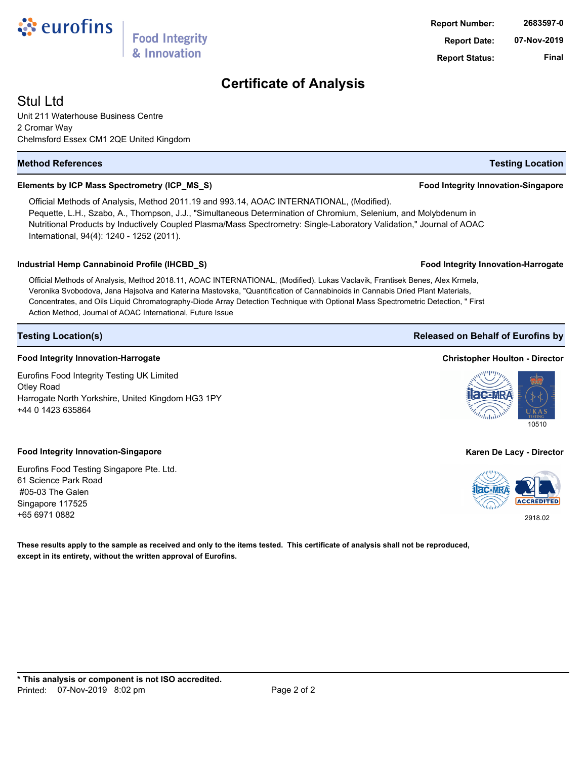**Report Number:** 2683597-0
**Report Date:** 07-Nov-2019
**Report Status:** Final

# Certificate of Analysis

## Stul Ltd

Unit 211 Waterhouse Business Centre
2 Cromar Way
Chelmsford Essex CM1 2QE United Kingdom

| Method References | Testing Location |
|---|---|
| **Elements by ICP Mass Spectrometry (ICP_MS_S)** | **Food Integrity Innovation-Singapore** |

Official Methods of Analysis, Method 2011.19 and 993.14, AOAC INTERNATIONAL, (Modified).
Pequette, L.H., Szabo, A., Thompson, J.J., "Simultaneous Determination of Chromium, Selenium, and Molybdenum in Nutritional Products by Inductively Coupled Plasma/Mass Spectrometry: Single-Laboratory Validation," Journal of AOAC International, 94(4): 1240 - 1252 (2011).

| | |
|---|---|
| **Industrial Hemp Cannabinoid Profile (IHCBD_S)** | **Food Integrity Innovation-Harrogate** |

Official Methods of Analysis, Method 2018.11, AOAC INTERNATIONAL, (Modified). Lukas Vaclavik, Frantisek Benes, Alex Krmela, Veronika Svobodova, Jana Hajsolva and Katerina Mastovska, "Quantification of Cannabinoids in Cannabis Dried Plant Materials, Concentrates, and Oils Liquid Chromatography-Diode Array Detection Technique with Optional Mass Spectrometric Detection, " First Action Method, Journal of AOAC International, Future Issue

| Testing Location(s) | Released on Behalf of Eurofins by |
|---|---|
| **Food Integrity Innovation-Harrogate** | **Christopher Houlton - Director** |

Eurofins Food Integrity Testing UK Limited
Otley Road
Harrogate North Yorkshire, United Kingdom HG3 1PY
+44 0 1423 635864

10510

| | |
|---|---|
| **Food Integrity Innovation-Singapore** | **Karen De Lacy - Director** |

Eurofins Food Testing Singapore Pte. Ltd.
61 Science Park Road
#05-03 The Galen
Singapore 117525
+65 6971 0882

2918.02

**These results apply to the sample as received and only to the items tested. This certificate of analysis shall not be reproduced, except in its entirety, without the written approval of Eurofins.**

**\* This analysis or component is not ISO accredited.**
Printed: 07-Nov-2019 8:02 pm